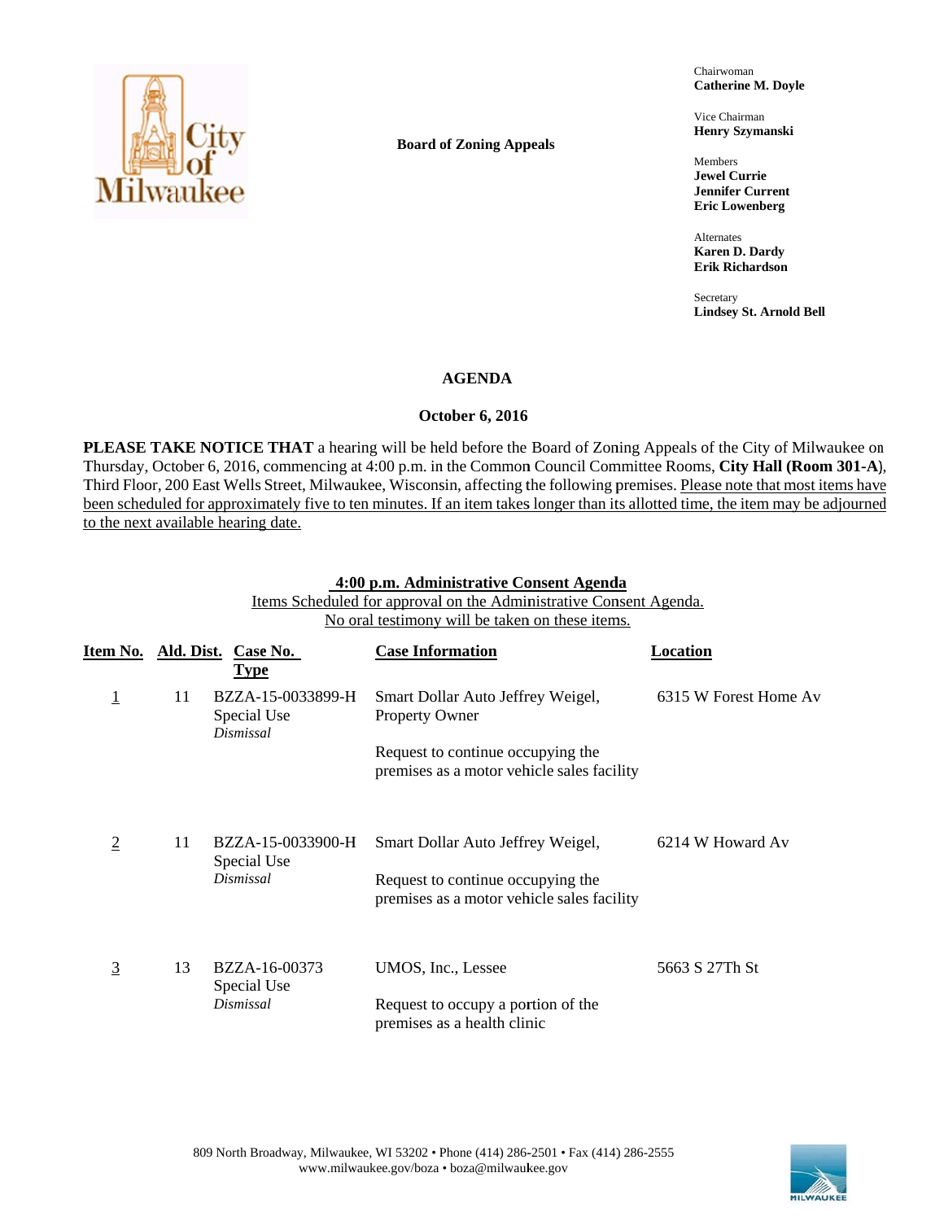**Board of Zoning Appeals**

Chairwoman
**Catherine M. Doyle**

Vice Chairman
**Henry Szymanski**

Members
**Jewel Currie**
**Jennifer Current**
**Eric Lowenberg**

Alternates
**Karen D. Dardy**
**Erik Richardson**

Secretary
**Lindsey St. Arnold Bell**

## AGENDA

### October 6, 2016

**PLEASE TAKE NOTICE THAT** a hearing will be held before the Board of Zoning Appeals of the City of Milwaukee on Thursday, October 6, 2016, commencing at 4:00 p.m. in the Common Council Committee Rooms, **City Hall (Room 301-A)**, Third Floor, 200 East Wells Street, Milwaukee, Wisconsin, affecting the following premises. Please note that most items have been scheduled for approximately five to ten minutes. If an item takes longer than its allotted time, the item may be adjourned to the next available hearing date.

### 4:00 p.m. Administrative Consent Agenda

Items Scheduled for approval on the Administrative Consent Agenda.
No oral testimony will be taken on these items.

| Item No. | Ald. Dist. | Case No. Type | Case Information | Location |
|---|---|---|---|---|
| 1 | 11 | BZZA-15-0033899-H Special Use *Dismissal* | Smart Dollar Auto Jeffrey Weigel, Property Owner<br><br>Request to continue occupying the premises as a motor vehicle sales facility | 6315 W Forest Home Av |
| 2 | 11 | BZZA-15-0033900-H Special Use *Dismissal* | Smart Dollar Auto Jeffrey Weigel,<br><br>Request to continue occupying the premises as a motor vehicle sales facility | 6214 W Howard Av |
| 3 | 13 | BZZA-16-00373 Special Use *Dismissal* | UMOS, Inc., Lessee<br><br>Request to occupy a portion of the premises as a health clinic | 5663 S 27Th St |

809 North Broadway, Milwaukee, WI 53202 • Phone (414) 286-2501 • Fax (414) 286-2555
www.milwaukee.gov/boza • boza@milwaukee.gov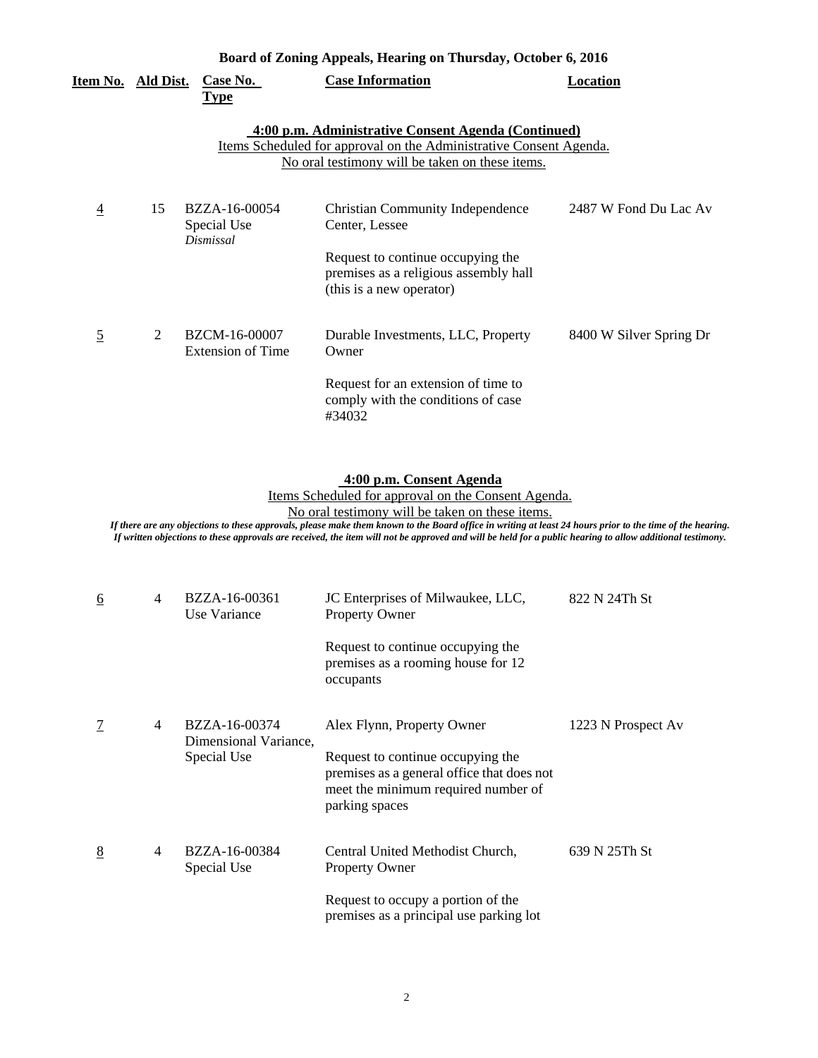**Board of Zoning Appeals, Hearing on Thursday, October 6, 2016**

| Item No. | Ald Dist. | Case No. Type | Case Information | Location |
|---|---|---|---|---|

**4:00 p.m. Administrative Consent Agenda (Continued)**

Items Scheduled for approval on the Administrative Consent Agenda.
No oral testimony will be taken on these items.

| Item No. | Ald Dist. | Case No. Type | Case Information | Location |
|---|---|---|---|---|
| 4 | 15 | BZZA-16-00054 Special Use *Dismissal* | Christian Community Independence Center, Lessee<br><br>Request to continue occupying the premises as a religious assembly hall (this is a new operator) | 2487 W Fond Du Lac Av |
| 5 | 2 | BZCM-16-00007 Extension of Time | Durable Investments, LLC, Property Owner<br><br>Request for an extension of time to comply with the conditions of case #34032 | 8400 W Silver Spring Dr |

**4:00 p.m. Consent Agenda**

Items Scheduled for approval on the Consent Agenda.
No oral testimony will be taken on these items.

***If there are any objections to these approvals, please make them known to the Board office in writing at least 24 hours prior to the time of the hearing. If written objections to these approvals are received, the item will not be approved and will be held for a public hearing to allow additional testimony.***

| Item No. | Ald Dist. | Case No. Type | Case Information | Location |
|---|---|---|---|---|
| 6 | 4 | BZZA-16-00361 Use Variance | JC Enterprises of Milwaukee, LLC, Property Owner<br><br>Request to continue occupying the premises as a rooming house for 12 occupants | 822 N 24Th St |
| 7 | 4 | BZZA-16-00374 Dimensional Variance, Special Use | Alex Flynn, Property Owner<br><br>Request to continue occupying the premises as a general office that does not meet the minimum required number of parking spaces | 1223 N Prospect Av |
| 8 | 4 | BZZA-16-00384 Special Use | Central United Methodist Church, Property Owner<br><br>Request to occupy a portion of the premises as a principal use parking lot | 639 N 25Th St |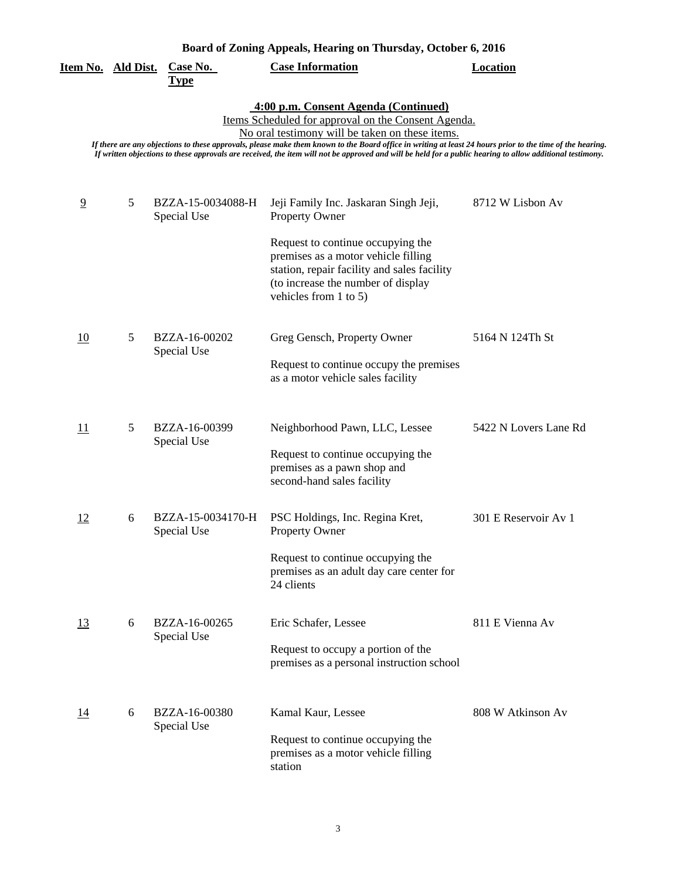**Board of Zoning Appeals, Hearing on Thursday, October 6, 2016**

**4:00 p.m. Consent Agenda (Continued)**

Items Scheduled for approval on the Consent Agenda.

No oral testimony will be taken on these items.

*If there are any objections to these approvals, please make them known to the Board office in writing at least 24 hours prior to the time of the hearing.*
*If written objections to these approvals are received, the item will not be approved and will be held for a public hearing to allow additional testimony.*

| Item No. | Ald Dist. | Case No. Type | Case Information | Location |
|---|---|---|---|---|
| 9 | 5 | BZZA-15-0034088-H Special Use | Jeji Family Inc. Jaskaran Singh Jeji, Property Owner<br><br>Request to continue occupying the premises as a motor vehicle filling station, repair facility and sales facility (to increase the number of display vehicles from 1 to 5) | 8712 W Lisbon Av |
| 10 | 5 | BZZA-16-00202 Special Use | Greg Gensch, Property Owner<br><br>Request to continue occupy the premises as a motor vehicle sales facility | 5164 N 124Th St |
| 11 | 5 | BZZA-16-00399 Special Use | Neighborhood Pawn, LLC, Lessee<br><br>Request to continue occupying the premises as a pawn shop and second-hand sales facility | 5422 N Lovers Lane Rd |
| 12 | 6 | BZZA-15-0034170-H Special Use | PSC Holdings, Inc. Regina Kret, Property Owner<br><br>Request to continue occupying the premises as an adult day care center for 24 clients | 301 E Reservoir Av 1 |
| 13 | 6 | BZZA-16-00265 Special Use | Eric Schafer, Lessee<br><br>Request to occupy a portion of the premises as a personal instruction school | 811 E Vienna Av |
| 14 | 6 | BZZA-16-00380 Special Use | Kamal Kaur, Lessee<br><br>Request to continue occupying the premises as a motor vehicle filling station | 808 W Atkinson Av |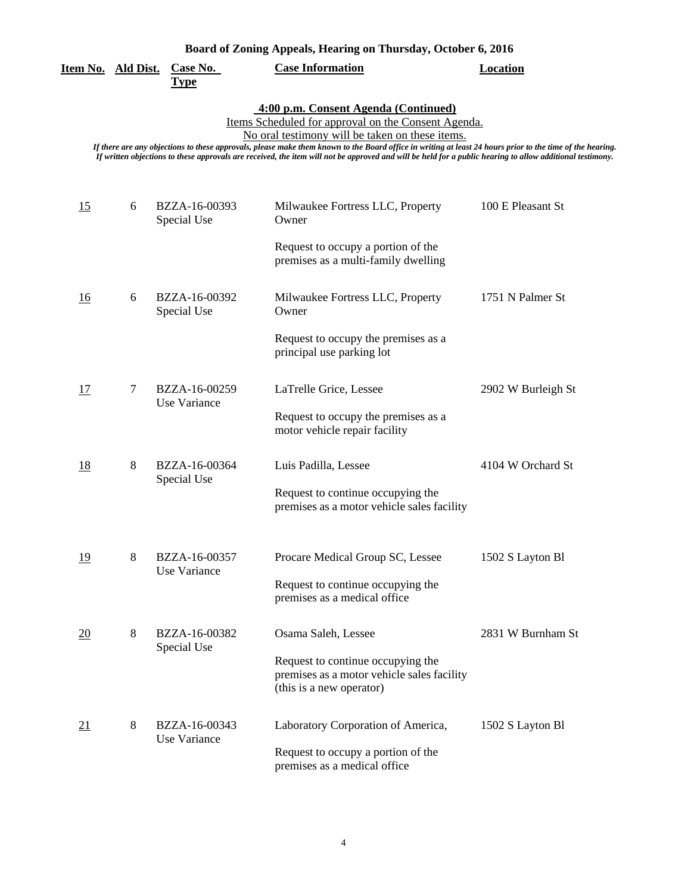## Board of Zoning Appeals, Hearing on Thursday, October 6, 2016

### 4:00 p.m. Consent Agenda (Continued)

Items Scheduled for approval on the Consent Agenda.

No oral testimony will be taken on these items.

*If there are any objections to these approvals, please make them known to the Board office in writing at least 24 hours prior to the time of the hearing. If written objections to these approvals are received, the item will not be approved and will be held for a public hearing to allow additional testimony.*

| Item No. | Ald Dist. | Case No. Type | Case Information | Location |
|---|---|---|---|---|
| 15 | 6 | BZZA-16-00393 Special Use | Milwaukee Fortress LLC, Property Owner<br><br>Request to occupy a portion of the premises as a multi-family dwelling | 100 E Pleasant St |
| 16 | 6 | BZZA-16-00392 Special Use | Milwaukee Fortress LLC, Property Owner<br><br>Request to occupy the premises as a principal use parking lot | 1751 N Palmer St |
| 17 | 7 | BZZA-16-00259 Use Variance | LaTrelle Grice, Lessee<br><br>Request to occupy the premises as a motor vehicle repair facility | 2902 W Burleigh St |
| 18 | 8 | BZZA-16-00364 Special Use | Luis Padilla, Lessee<br><br>Request to continue occupying the premises as a motor vehicle sales facility | 4104 W Orchard St |
| 19 | 8 | BZZA-16-00357 Use Variance | Procare Medical Group SC, Lessee<br><br>Request to continue occupying the premises as a medical office | 1502 S Layton Bl |
| 20 | 8 | BZZA-16-00382 Special Use | Osama Saleh, Lessee<br><br>Request to continue occupying the premises as a motor vehicle sales facility (this is a new operator) | 2831 W Burnham St |
| 21 | 8 | BZZA-16-00343 Use Variance | Laboratory Corporation of America,<br><br>Request to occupy a portion of the premises as a medical office | 1502 S Layton Bl |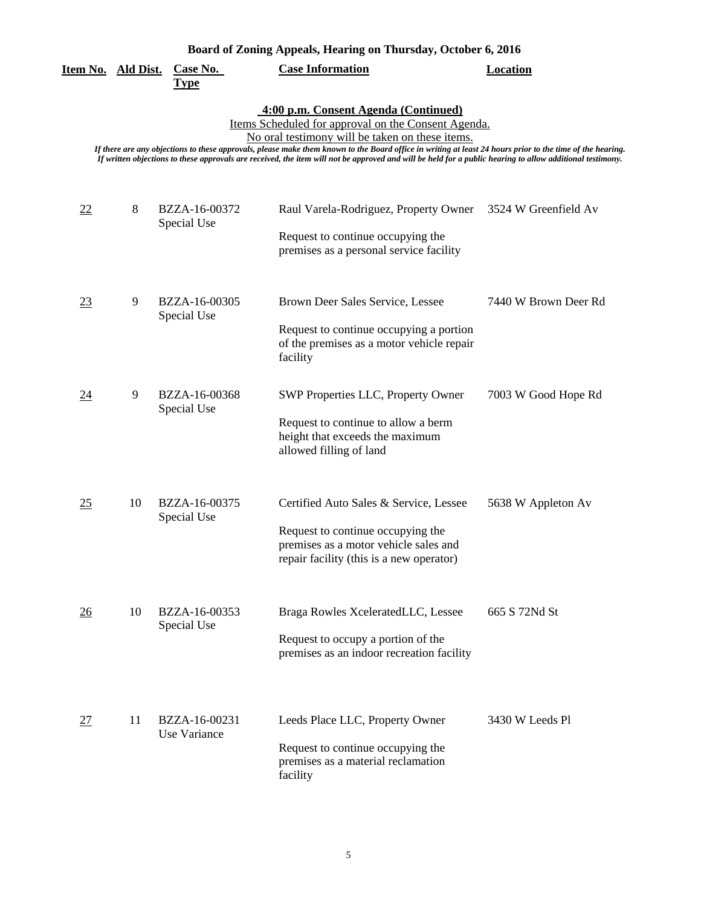**Board of Zoning Appeals, Hearing on Thursday, October 6, 2016**

### 4:00 p.m. Consent Agenda (Continued)

Items Scheduled for approval on the Consent Agenda.
No oral testimony will be taken on these items.

*If there are any objections to these approvals, please make them known to the Board office in writing at least 24 hours prior to the time of the hearing. If written objections to these approvals are received, the item will not be approved and will be held for a public hearing to allow additional testimony.*

| Item No. | Ald Dist. | Case No. Type | Case Information | Location |
|---|---|---|---|---|
| 22 | 8 | BZZA-16-00372 Special Use | Raul Varela-Rodriguez, Property Owner<br><br>Request to continue occupying the premises as a personal service facility | 3524 W Greenfield Av |
| 23 | 9 | BZZA-16-00305 Special Use | Brown Deer Sales Service, Lessee<br><br>Request to continue occupying a portion of the premises as a motor vehicle repair facility | 7440 W Brown Deer Rd |
| 24 | 9 | BZZA-16-00368 Special Use | SWP Properties LLC, Property Owner<br><br>Request to continue to allow a berm height that exceeds the maximum allowed filling of land | 7003 W Good Hope Rd |
| 25 | 10 | BZZA-16-00375 Special Use | Certified Auto Sales & Service, Lessee<br><br>Request to continue occupying the premises as a motor vehicle sales and repair facility (this is a new operator) | 5638 W Appleton Av |
| 26 | 10 | BZZA-16-00353 Special Use | Braga Rowles XceleratedLLC, Lessee<br><br>Request to occupy a portion of the premises as an indoor recreation facility | 665 S 72Nd St |
| 27 | 11 | BZZA-16-00231 Use Variance | Leeds Place LLC, Property Owner<br><br>Request to continue occupying the premises as a material reclamation facility | 3430 W Leeds Pl |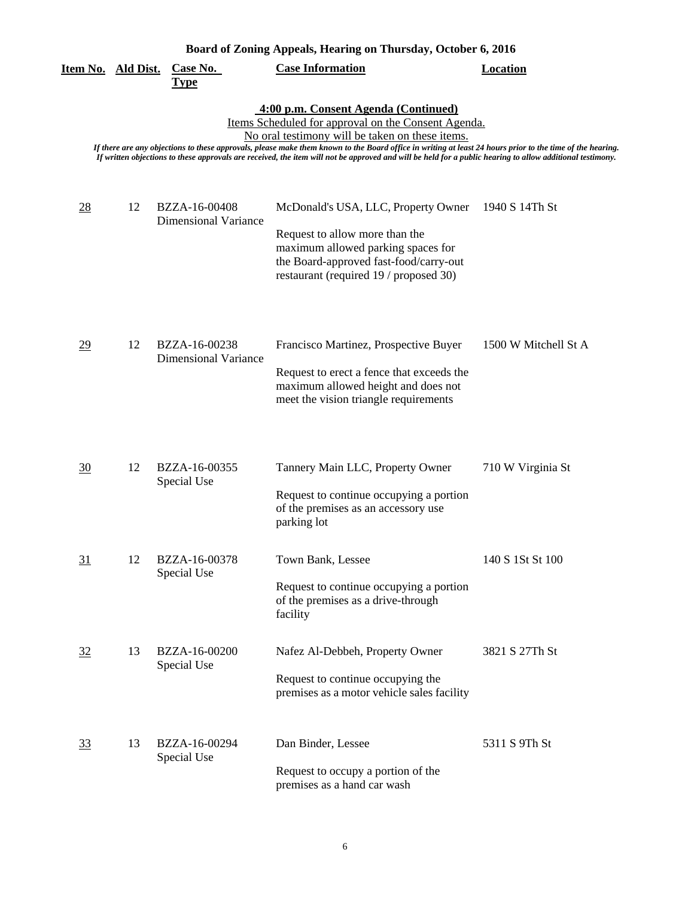## Board of Zoning Appeals, Hearing on Thursday, October 6, 2016

### 4:00 p.m. Consent Agenda (Continued)

Items Scheduled for approval on the Consent Agenda.

No oral testimony will be taken on these items.

*If there are any objections to these approvals, please make them known to the Board office in writing at least 24 hours prior to the time of the hearing. If written objections to these approvals are received, the item will not be approved and will be held for a public hearing to allow additional testimony.*

| Item No. | Ald Dist. | Case No. Type | Case Information | Location |
|---|---|---|---|---|
| 28 | 12 | BZZA-16-00408 Dimensional Variance | McDonald's USA, LLC, Property Owner<br><br>Request to allow more than the maximum allowed parking spaces for the Board-approved fast-food/carry-out restaurant (required 19 / proposed 30) | 1940 S 14Th St |
| 29 | 12 | BZZA-16-00238 Dimensional Variance | Francisco Martinez, Prospective Buyer<br><br>Request to erect a fence that exceeds the maximum allowed height and does not meet the vision triangle requirements | 1500 W Mitchell St A |
| 30 | 12 | BZZA-16-00355 Special Use | Tannery Main LLC, Property Owner<br><br>Request to continue occupying a portion of the premises as an accessory use parking lot | 710 W Virginia St |
| 31 | 12 | BZZA-16-00378 Special Use | Town Bank, Lessee<br><br>Request to continue occupying a portion of the premises as a drive-through facility | 140 S 1St St 100 |
| 32 | 13 | BZZA-16-00200 Special Use | Nafez Al-Debbeh, Property Owner<br><br>Request to continue occupying the premises as a motor vehicle sales facility | 3821 S 27Th St |
| 33 | 13 | BZZA-16-00294 Special Use | Dan Binder, Lessee<br><br>Request to occupy a portion of the premises as a hand car wash | 5311 S 9Th St |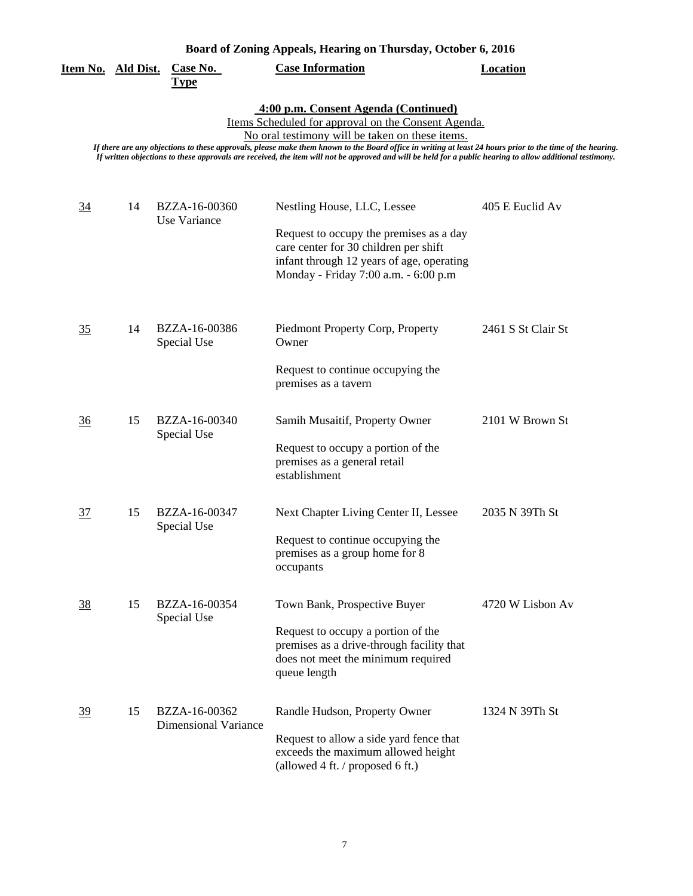**Board of Zoning Appeals, Hearing on Thursday, October 6, 2016**

**4:00 p.m. Consent Agenda (Continued)**

Items Scheduled for approval on the Consent Agenda.

No oral testimony will be taken on these items.

*If there are any objections to these approvals, please make them known to the Board office in writing at least 24 hours prior to the time of the hearing. If written objections to these approvals are received, the item will not be approved and will be held for a public hearing to allow additional testimony.*

| Item No. | Ald Dist. | Case No. Type | Case Information | Location |
|---|---|---|---|---|
| 34 | 14 | BZZA-16-00360 Use Variance | Nestling House, LLC, Lessee<br><br>Request to occupy the premises as a day care center for 30 children per shift infant through 12 years of age, operating Monday - Friday 7:00 a.m. - 6:00 p.m | 405 E Euclid Av |
| 35 | 14 | BZZA-16-00386 Special Use | Piedmont Property Corp, Property Owner<br><br>Request to continue occupying the premises as a tavern | 2461 S St Clair St |
| 36 | 15 | BZZA-16-00340 Special Use | Samih Musaitif, Property Owner<br><br>Request to occupy a portion of the premises as a general retail establishment | 2101 W Brown St |
| 37 | 15 | BZZA-16-00347 Special Use | Next Chapter Living Center II, Lessee<br><br>Request to continue occupying the premises as a group home for 8 occupants | 2035 N 39Th St |
| 38 | 15 | BZZA-16-00354 Special Use | Town Bank, Prospective Buyer<br><br>Request to occupy a portion of the premises as a drive-through facility that does not meet the minimum required queue length | 4720 W Lisbon Av |
| 39 | 15 | BZZA-16-00362 Dimensional Variance | Randle Hudson, Property Owner<br><br>Request to allow a side yard fence that exceeds the maximum allowed height (allowed 4 ft. / proposed 6 ft.) | 1324 N 39Th St |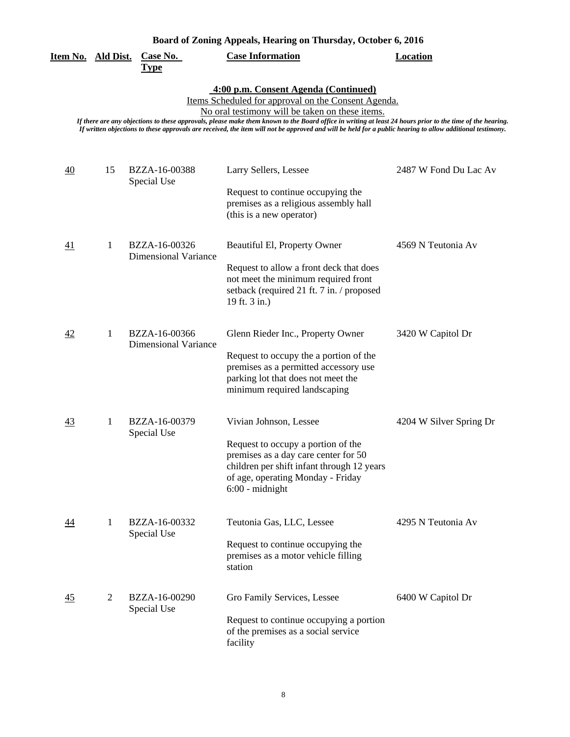**Board of Zoning Appeals, Hearing on Thursday, October 6, 2016**

**4:00 p.m. Consent Agenda (Continued)**

Items Scheduled for approval on the Consent Agenda.

No oral testimony will be taken on these items.

*If there are any objections to these approvals, please make them known to the Board office in writing at least 24 hours prior to the time of the hearing.*
*If written objections to these approvals are received, the item will not be approved and will be held for a public hearing to allow additional testimony.*

| Item No. | Ald Dist. | Case No. Type | Case Information | Location |
|---|---|---|---|---|
| 40 | 15 | BZZA-16-00388 Special Use | Larry Sellers, Lessee<br><br>Request to continue occupying the premises as a religious assembly hall (this is a new operator) | 2487 W Fond Du Lac Av |
| 41 | 1 | BZZA-16-00326 Dimensional Variance | Beautiful El, Property Owner<br><br>Request to allow a front deck that does not meet the minimum required front setback (required 21 ft. 7 in. / proposed 19 ft. 3 in.) | 4569 N Teutonia Av |
| 42 | 1 | BZZA-16-00366 Dimensional Variance | Glenn Rieder Inc., Property Owner<br><br>Request to occupy the a portion of the premises as a permitted accessory use parking lot that does not meet the minimum required landscaping | 3420 W Capitol Dr |
| 43 | 1 | BZZA-16-00379 Special Use | Vivian Johnson, Lessee<br><br>Request to occupy a portion of the premises as a day care center for 50 children per shift infant through 12 years of age, operating Monday - Friday 6:00 - midnight | 4204 W Silver Spring Dr |
| 44 | 1 | BZZA-16-00332 Special Use | Teutonia Gas, LLC, Lessee<br><br>Request to continue occupying the premises as a motor vehicle filling station | 4295 N Teutonia Av |
| 45 | 2 | BZZA-16-00290 Special Use | Gro Family Services, Lessee<br><br>Request to continue occupying a portion of the premises as a social service facility | 6400 W Capitol Dr |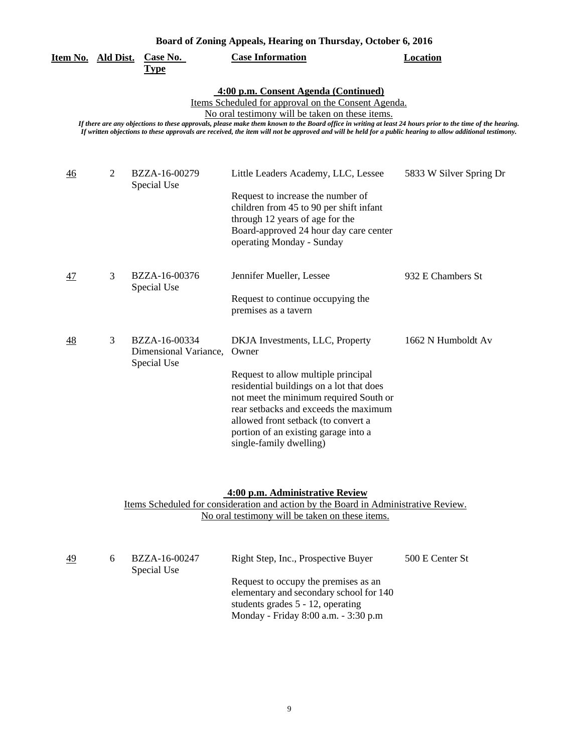**Board of Zoning Appeals, Hearing on Thursday, October 6, 2016**

**4:00 p.m. Consent Agenda (Continued)**

Items Scheduled for approval on the Consent Agenda.
No oral testimony will be taken on these items.

*If there are any objections to these approvals, please make them known to the Board office in writing at least 24 hours prior to the time of the hearing. If written objections to these approvals are received, the item will not be approved and will be held for a public hearing to allow additional testimony.*

| Item No. | Ald Dist. | Case No. Type | Case Information | Location |
|---|---|---|---|---|
| 46 | 2 | BZZA-16-00279 Special Use | Little Leaders Academy, LLC, Lessee<br><br>Request to increase the number of children from 45 to 90 per shift infant through 12 years of age for the Board-approved 24 hour day care center operating Monday - Sunday | 5833 W Silver Spring Dr |
| 47 | 3 | BZZA-16-00376 Special Use | Jennifer Mueller, Lessee<br><br>Request to continue occupying the premises as a tavern | 932 E Chambers St |
| 48 | 3 | BZZA-16-00334 Dimensional Variance, Special Use | DKJA Investments, LLC, Property Owner<br><br>Request to allow multiple principal residential buildings on a lot that does not meet the minimum required South or rear setbacks and exceeds the maximum allowed front setback (to convert a portion of an existing garage into a single-family dwelling) | 1662 N Humboldt Av |

**4:00 p.m. Administrative Review**

Items Scheduled for consideration and action by the Board in Administrative Review.
No oral testimony will be taken on these items.

| Item No. | Ald Dist. | Case No. Type | Case Information | Location |
|---|---|---|---|---|
| 49 | 6 | BZZA-16-00247 Special Use | Right Step, Inc., Prospective Buyer<br><br>Request to occupy the premises as an elementary and secondary school for 140 students grades 5 - 12, operating Monday - Friday 8:00 a.m. - 3:30 p.m | 500 E Center St |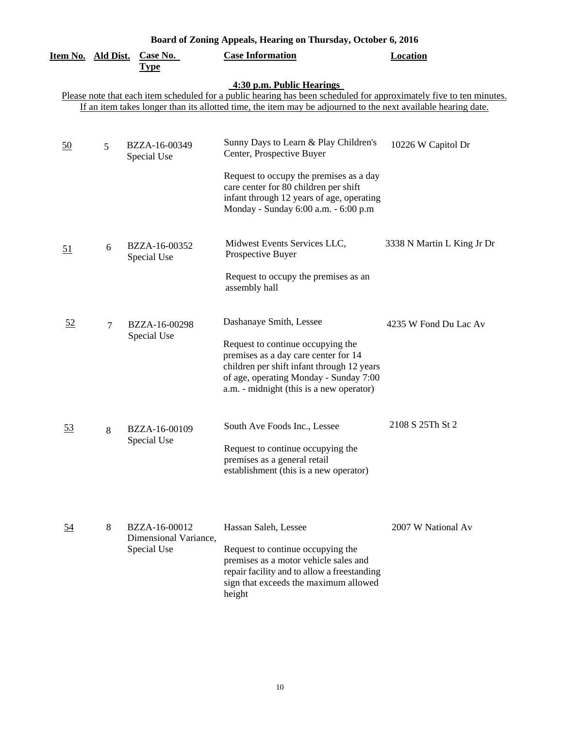## Board of Zoning Appeals, Hearing on Thursday, October 6, 2016

**4:30 p.m. Public Hearings**

Please note that each item scheduled for a public hearing has been scheduled for approximately five to ten minutes. If an item takes longer than its allotted time, the item may be adjourned to the next available hearing date.

| Item No. | Ald Dist. | Case No. Type | Case Information | Location |
|---|---|---|---|---|
| 50 | 5 | BZZA-16-00349 Special Use | Sunny Days to Learn & Play Children's Center, Prospective Buyer<br><br>Request to occupy the premises as a day care center for 80 children per shift infant through 12 years of age, operating Monday - Sunday 6:00 a.m. - 6:00 p.m | 10226 W Capitol Dr |
| 51 | 6 | BZZA-16-00352 Special Use | Midwest Events Services LLC, Prospective Buyer<br><br>Request to occupy the premises as an assembly hall | 3338 N Martin L King Jr Dr |
| 52 | 7 | BZZA-16-00298 Special Use | Dashanaye Smith, Lessee<br><br>Request to continue occupying the premises as a day care center for 14 children per shift infant through 12 years of age, operating Monday - Sunday 7:00 a.m. - midnight (this is a new operator) | 4235 W Fond Du Lac Av |
| 53 | 8 | BZZA-16-00109 Special Use | South Ave Foods Inc., Lessee<br><br>Request to continue occupying the premises as a general retail establishment (this is a new operator) | 2108 S 25Th St 2 |
| 54 | 8 | BZZA-16-00012 Dimensional Variance, Special Use | Hassan Saleh, Lessee<br><br>Request to continue occupying the premises as a motor vehicle sales and repair facility and to allow a freestanding sign that exceeds the maximum allowed height | 2007 W National Av |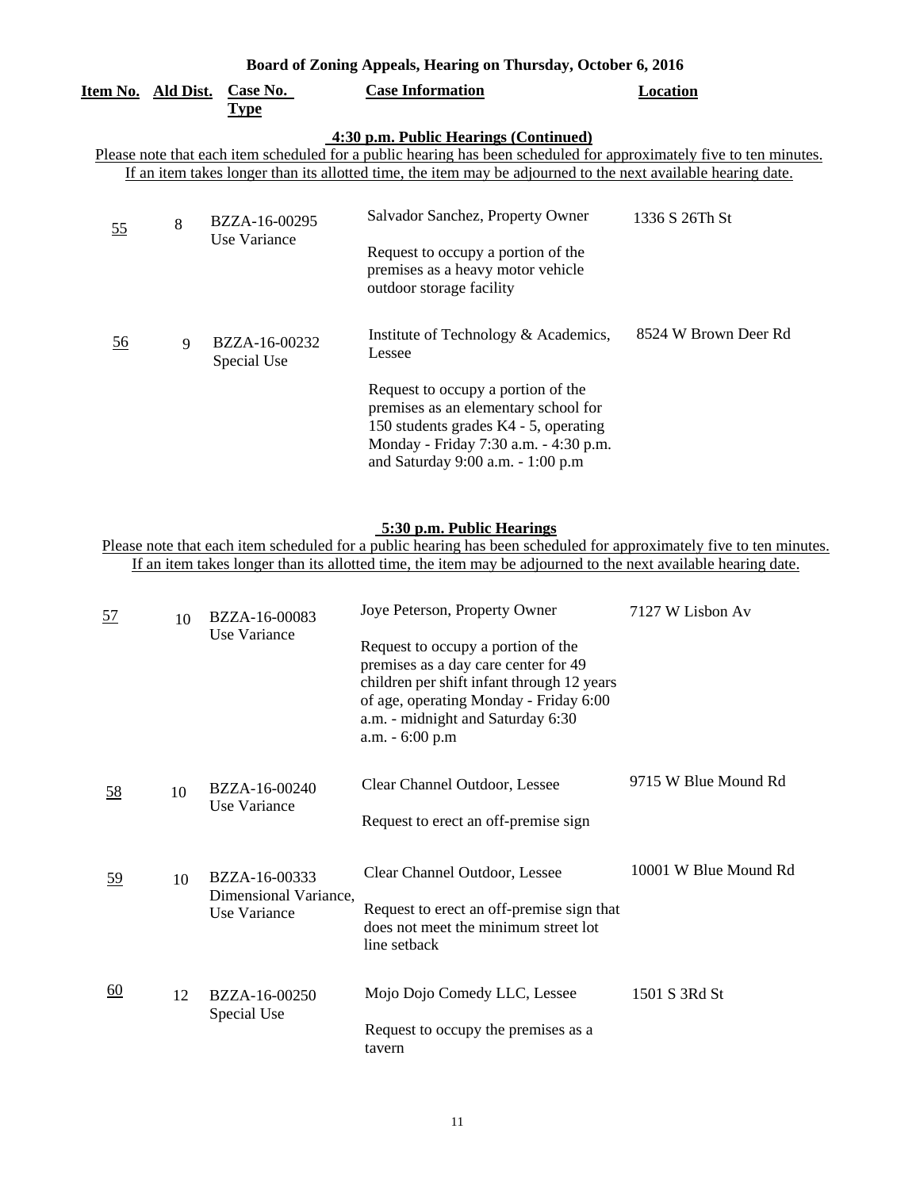## Board of Zoning Appeals, Hearing on Thursday, October 6, 2016

### 4:30 p.m. Public Hearings (Continued)

Please note that each item scheduled for a public hearing has been scheduled for approximately five to ten minutes. If an item takes longer than its allotted time, the item may be adjourned to the next available hearing date.

| Item No. | Ald Dist. | Case No. Type | Case Information | Location |
|---|---|---|---|---|
| 55 | 8 | BZZA-16-00295 Use Variance | Salvador Sanchez, Property Owner<br><br>Request to occupy a portion of the premises as a heavy motor vehicle outdoor storage facility | 1336 S 26Th St |
| 56 | 9 | BZZA-16-00232 Special Use | Institute of Technology & Academics, Lessee<br><br>Request to occupy a portion of the premises as an elementary school for 150 students grades K4 - 5, operating Monday - Friday 7:30 a.m. - 4:30 p.m. and Saturday 9:00 a.m. - 1:00 p.m | 8524 W Brown Deer Rd |

### 5:30 p.m. Public Hearings

Please note that each item scheduled for a public hearing has been scheduled for approximately five to ten minutes. If an item takes longer than its allotted time, the item may be adjourned to the next available hearing date.

| Item No. | Ald Dist. | Case No. Type | Case Information | Location |
|---|---|---|---|---|
| 57 | 10 | BZZA-16-00083 Use Variance | Joye Peterson, Property Owner<br><br>Request to occupy a portion of the premises as a day care center for 49 children per shift infant through 12 years of age, operating Monday - Friday 6:00 a.m. - midnight and Saturday 6:30 a.m. - 6:00 p.m | 7127 W Lisbon Av |
| 58 | 10 | BZZA-16-00240 Use Variance | Clear Channel Outdoor, Lessee<br><br>Request to erect an off-premise sign | 9715 W Blue Mound Rd |
| 59 | 10 | BZZA-16-00333 Dimensional Variance, Use Variance | Clear Channel Outdoor, Lessee<br><br>Request to erect an off-premise sign that does not meet the minimum street lot line setback | 10001 W Blue Mound Rd |
| 60 | 12 | BZZA-16-00250 Special Use | Mojo Dojo Comedy LLC, Lessee<br><br>Request to occupy the premises as a tavern | 1501 S 3Rd St |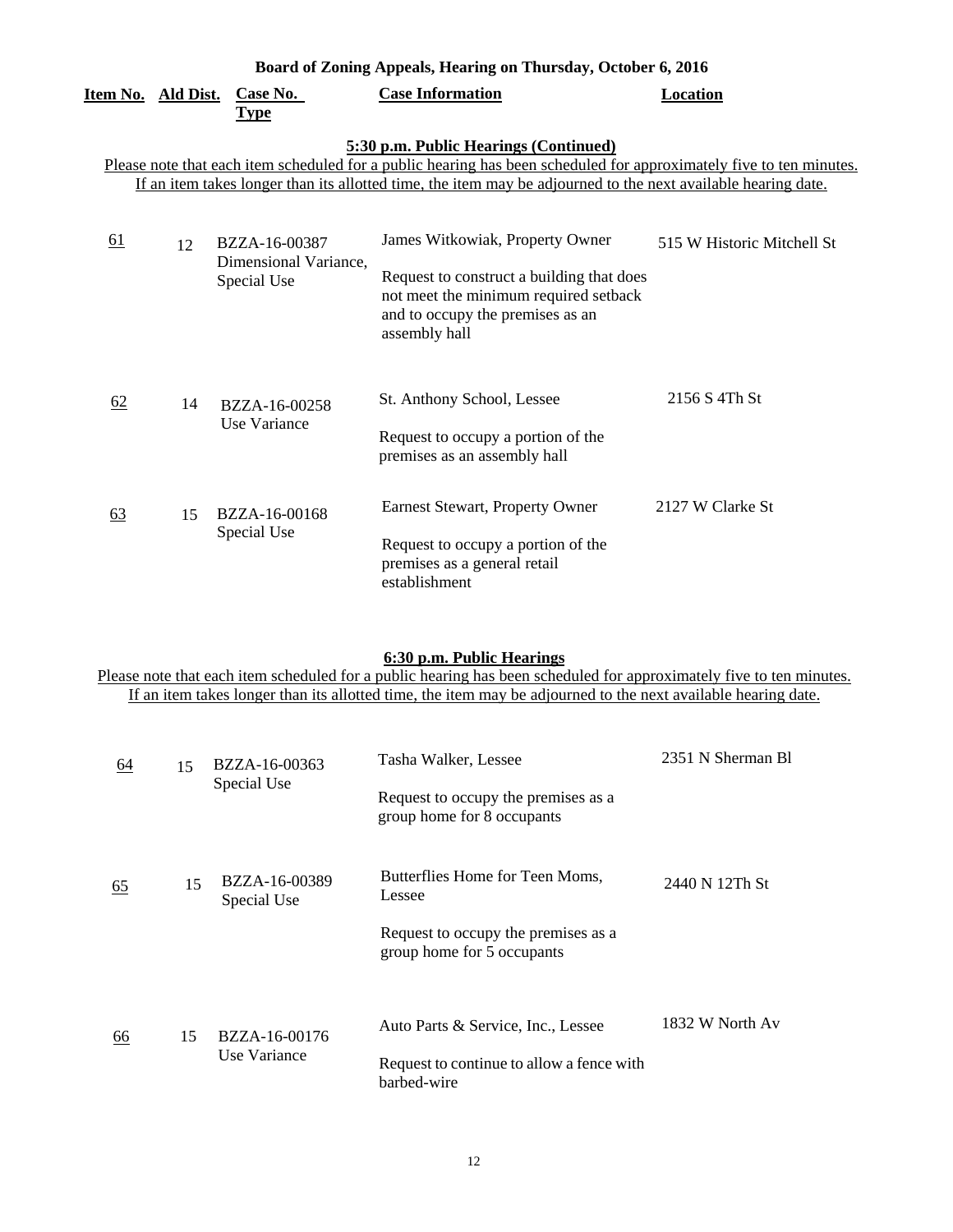## Board of Zoning Appeals, Hearing on Thursday, October 6, 2016

### 5:30 p.m. Public Hearings (Continued)

Please note that each item scheduled for a public hearing has been scheduled for approximately five to ten minutes. If an item takes longer than its allotted time, the item may be adjourned to the next available hearing date.

| Item No. | Ald Dist. | Case No. Type | Case Information | Location |
|---|---|---|---|---|
| 61 | 12 | BZZA-16-00387 Dimensional Variance, Special Use | James Witkowiak, Property Owner<br><br>Request to construct a building that does not meet the minimum required setback and to occupy the premises as an assembly hall | 515 W Historic Mitchell St |
| 62 | 14 | BZZA-16-00258 Use Variance | St. Anthony School, Lessee<br><br>Request to occupy a portion of the premises as an assembly hall | 2156 S 4Th St |
| 63 | 15 | BZZA-16-00168 Special Use | Earnest Stewart, Property Owner<br><br>Request to occupy a portion of the premises as a general retail establishment | 2127 W Clarke St |

### 6:30 p.m. Public Hearings

Please note that each item scheduled for a public hearing has been scheduled for approximately five to ten minutes. If an item takes longer than its allotted time, the item may be adjourned to the next available hearing date.

| Item No. | Ald Dist. | Case No. Type | Case Information | Location |
|---|---|---|---|---|
| 64 | 15 | BZZA-16-00363 Special Use | Tasha Walker, Lessee<br><br>Request to occupy the premises as a group home for 8 occupants | 2351 N Sherman Bl |
| 65 | 15 | BZZA-16-00389 Special Use | Butterflies Home for Teen Moms, Lessee<br><br>Request to occupy the premises as a group home for 5 occupants | 2440 N 12Th St |
| 66 | 15 | BZZA-16-00176 Use Variance | Auto Parts & Service, Inc., Lessee<br><br>Request to continue to allow a fence with barbed-wire | 1832 W North Av |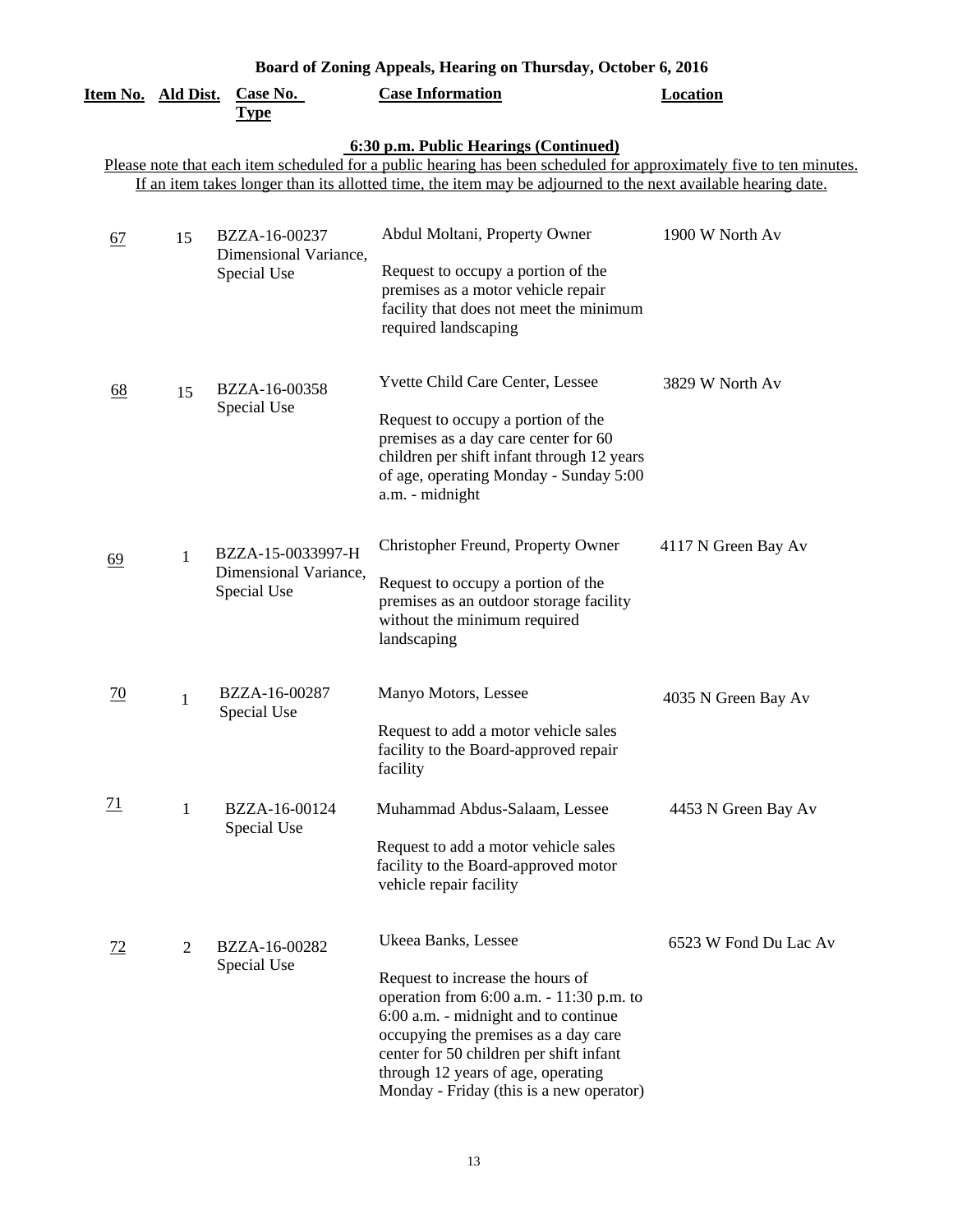**Board of Zoning Appeals, Hearing on Thursday, October 6, 2016**

| Item No. | Ald Dist. | Case No. Type | Case Information | Location |
|---|---|---|---|---|

**6:30 p.m. Public Hearings (Continued)**

Please note that each item scheduled for a public hearing has been scheduled for approximately five to ten minutes. If an item takes longer than its allotted time, the item may be adjourned to the next available hearing date.

| Item No. | Ald Dist. | Case No. Type | Case Information | Location |
|---|---|---|---|---|
| 67 | 15 | BZZA-16-00237 Dimensional Variance, Special Use | Abdul Moltani, Property Owner<br><br>Request to occupy a portion of the premises as a motor vehicle repair facility that does not meet the minimum required landscaping | 1900 W North Av |
| 68 | 15 | BZZA-16-00358 Special Use | Yvette Child Care Center, Lessee<br><br>Request to occupy a portion of the premises as a day care center for 60 children per shift infant through 12 years of age, operating Monday - Sunday 5:00 a.m. - midnight | 3829 W North Av |
| 69 | 1 | BZZA-15-0033997-H Dimensional Variance, Special Use | Christopher Freund, Property Owner<br><br>Request to occupy a portion of the premises as an outdoor storage facility without the minimum required landscaping | 4117 N Green Bay Av |
| 70 | 1 | BZZA-16-00287 Special Use | Manyo Motors, Lessee<br><br>Request to add a motor vehicle sales facility to the Board-approved repair facility | 4035 N Green Bay Av |
| 71 | 1 | BZZA-16-00124 Special Use | Muhammad Abdus-Salaam, Lessee<br><br>Request to add a motor vehicle sales facility to the Board-approved motor vehicle repair facility | 4453 N Green Bay Av |
| 72 | 2 | BZZA-16-00282 Special Use | Ukeea Banks, Lessee<br><br>Request to increase the hours of operation from 6:00 a.m. - 11:30 p.m. to 6:00 a.m. - midnight and to continue occupying the premises as a day care center for 50 children per shift infant through 12 years of age, operating Monday - Friday (this is a new operator) | 6523 W Fond Du Lac Av |